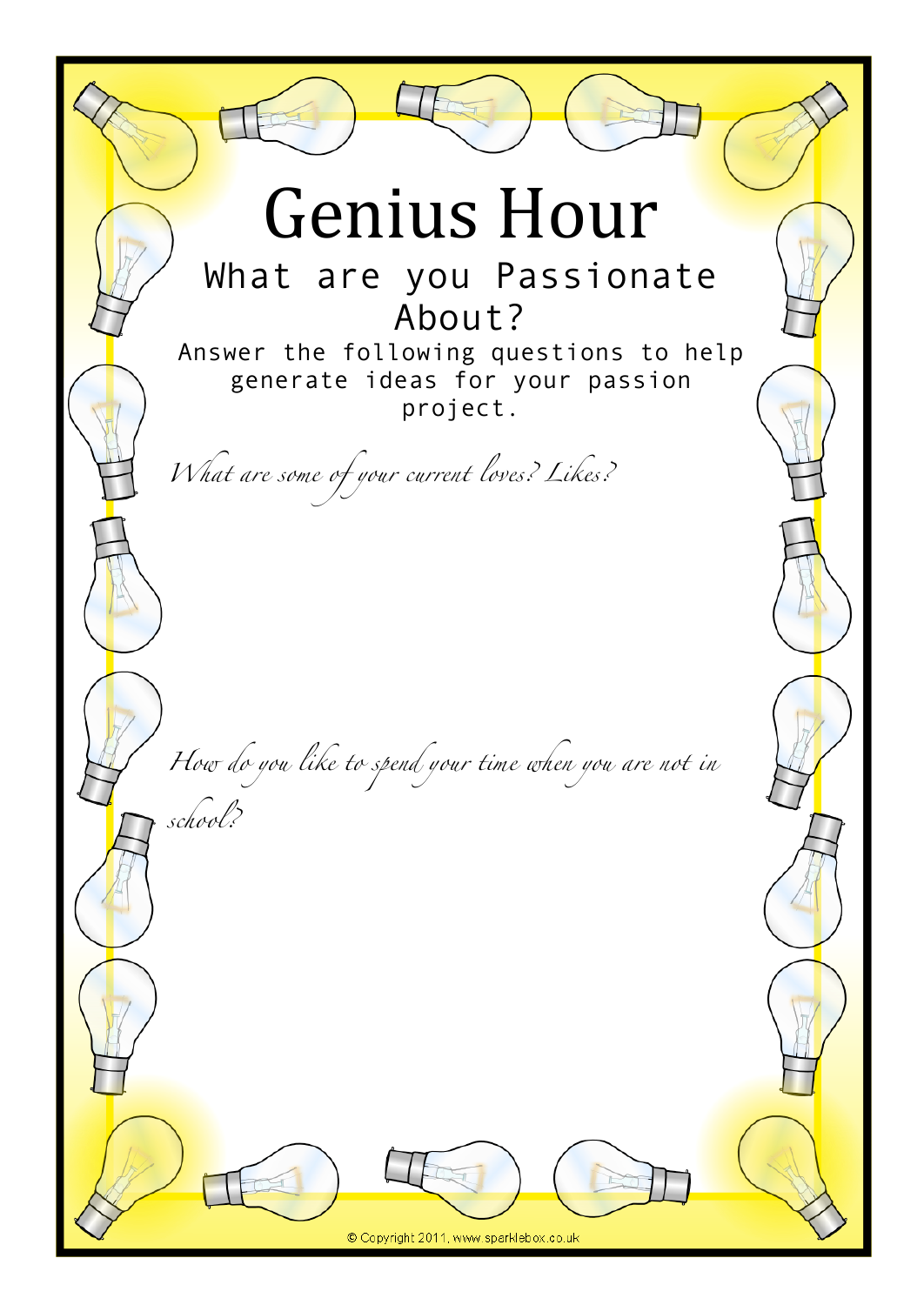# Genius Hour

## What are you Passionate About?

Answer the following questions to help generate ideas for your passion project.

*What are some of your current loves? Likes?*

*How do you like to spend your time when you are not in school?*

© Copyright 2011, www.sparklebox.co.uk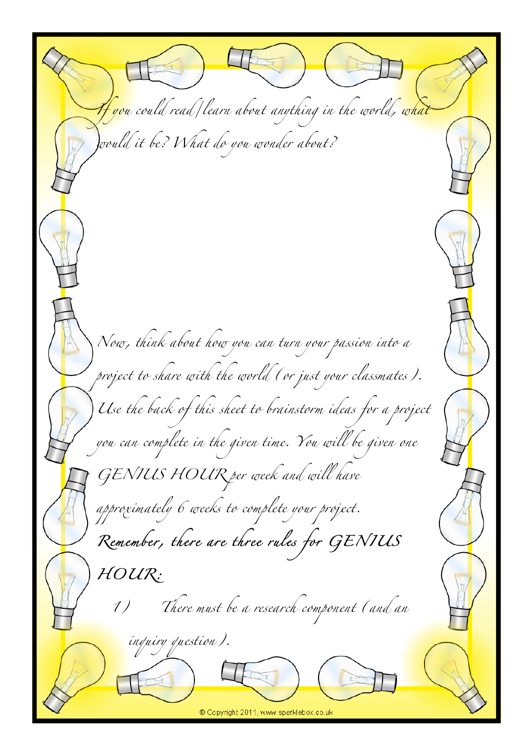If you could read/learn about anything in the world, what would it be? What do you wonder about?

Now, think about how you can turn your passion into a project to share with the world (or just your classmates). Use the back of this sheet to brainstorm ideas for a project you can complete in the given time. You will be given one GENIUS HOUR per week and will have approximately 6 weeks to complete your project.

**Remember, there are three rules for GENIUS HOUR:**

1) There must be a research component (and an inquiry question).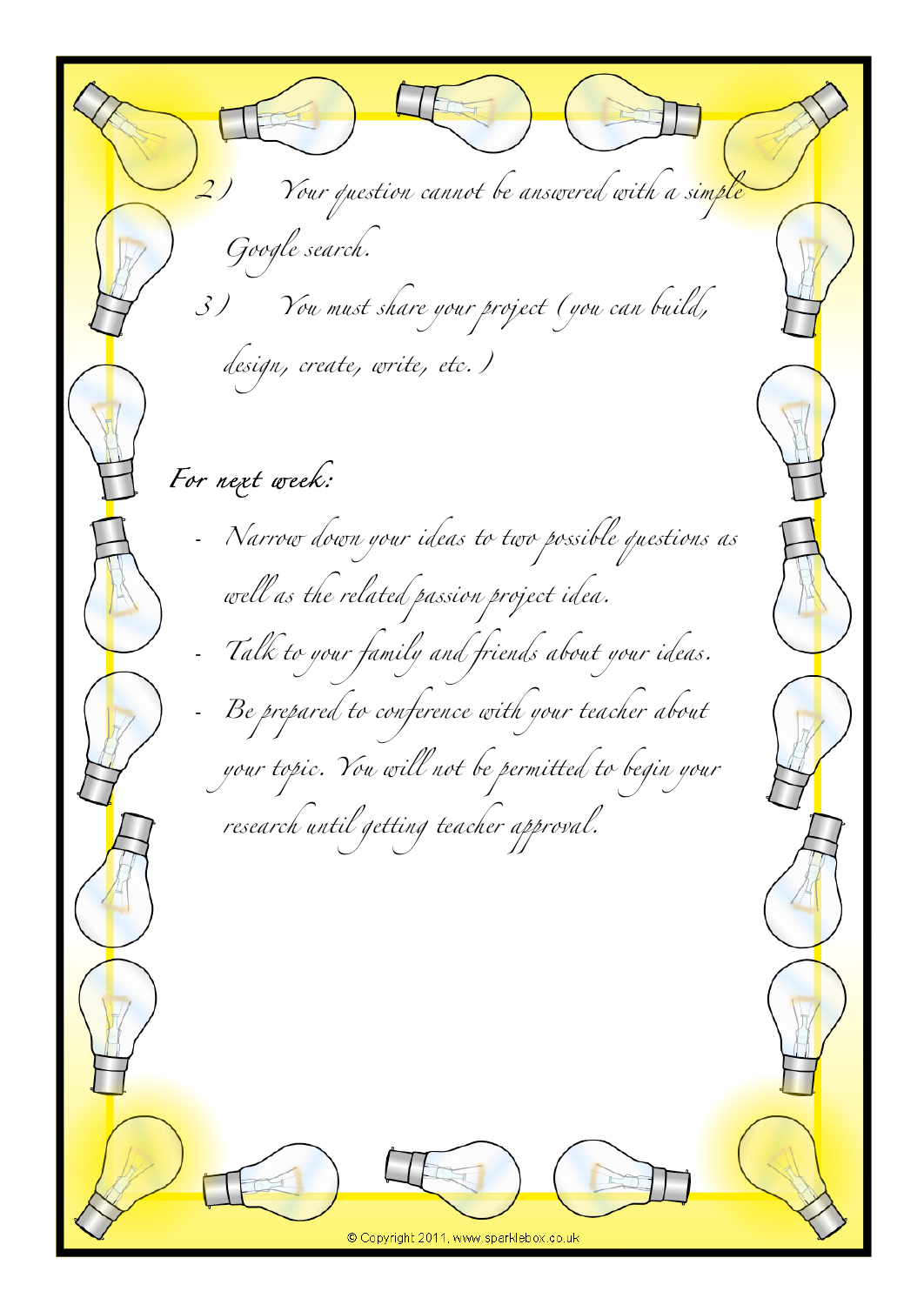2) Your question cannot be answered with a simple Google search.

3) You must share your project (you can build, design, create, write, etc.)

*For next week:*

- Narrow down your ideas to two possible questions as well as the related passion project idea.
- Talk to your family and friends about your ideas.
- Be prepared to conference with your teacher about your topic. You will not be permitted to begin your research until getting teacher approval.